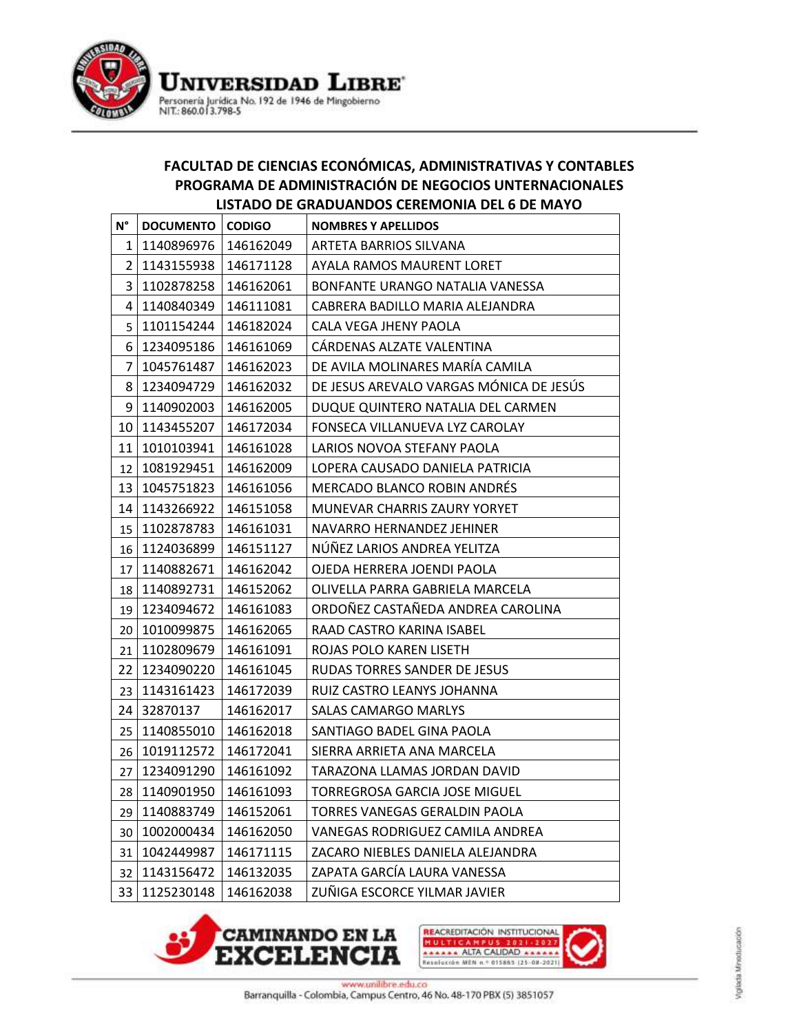UNIVERSIDAD LIBRE

Personería Jurídica No. 192 de 1946 de Mingobierno
NIT.: 860.013.798-5

## FACULTAD DE CIENCIAS ECONÓMICAS, ADMINISTRATIVAS Y CONTABLES
## PROGRAMA DE ADMINISTRACIÓN DE NEGOCIOS UNTERNACIONALES
## LISTADO DE GRADUANDOS CEREMONIA DEL 6 DE MAYO

| N° | DOCUMENTO | CODIGO | NOMBRES Y APELLIDOS |
|---|---|---|---|
| 1 | 1140896976 | 146162049 | ARTETA BARRIOS SILVANA |
| 2 | 1143155938 | 146171128 | AYALA RAMOS MAURENT LORET |
| 3 | 1102878258 | 146162061 | BONFANTE URANGO NATALIA VANESSA |
| 4 | 1140840349 | 146111081 | CABRERA BADILLO MARIA ALEJANDRA |
| 5 | 1101154244 | 146182024 | CALA VEGA JHENY PAOLA |
| 6 | 1234095186 | 146161069 | CÁRDENAS ALZATE VALENTINA |
| 7 | 1045761487 | 146162023 | DE AVILA MOLINARES MARÍA CAMILA |
| 8 | 1234094729 | 146162032 | DE JESUS AREVALO VARGAS MÓNICA DE JESÚS |
| 9 | 1140902003 | 146162005 | DUQUE QUINTERO NATALIA DEL CARMEN |
| 10 | 1143455207 | 146172034 | FONSECA VILLANUEVA LYZ CAROLAY |
| 11 | 1010103941 | 146161028 | LARIOS NOVOA STEFANY PAOLA |
| 12 | 1081929451 | 146162009 | LOPERA CAUSADO DANIELA PATRICIA |
| 13 | 1045751823 | 146161056 | MERCADO BLANCO ROBIN ANDRÉS |
| 14 | 1143266922 | 146151058 | MUNEVAR CHARRIS ZAURY YORYET |
| 15 | 1102878783 | 146161031 | NAVARRO HERNANDEZ JEHINER |
| 16 | 1124036899 | 146151127 | NÚÑEZ LARIOS ANDREA YELITZA |
| 17 | 1140882671 | 146162042 | OJEDA HERRERA JOENDI PAOLA |
| 18 | 1140892731 | 146152062 | OLIVELLA PARRA GABRIELA MARCELA |
| 19 | 1234094672 | 146161083 | ORDOÑEZ CASTAÑEDA ANDREA CAROLINA |
| 20 | 1010099875 | 146162065 | RAAD CASTRO KARINA ISABEL |
| 21 | 1102809679 | 146161091 | ROJAS POLO KAREN LISETH |
| 22 | 1234090220 | 146161045 | RUDAS TORRES SANDER DE JESUS |
| 23 | 1143161423 | 146172039 | RUIZ CASTRO LEANYS JOHANNA |
| 24 | 32870137 | 146162017 | SALAS CAMARGO MARLYS |
| 25 | 1140855010 | 146162018 | SANTIAGO BADEL GINA PAOLA |
| 26 | 1019112572 | 146172041 | SIERRA ARRIETA ANA MARCELA |
| 27 | 1234091290 | 146161092 | TARAZONA LLAMAS JORDAN DAVID |
| 28 | 1140901950 | 146161093 | TORREGROSA GARCIA JOSE MIGUEL |
| 29 | 1140883749 | 146152061 | TORRES VANEGAS GERALDIN PAOLA |
| 30 | 1002000434 | 146162050 | VANEGAS RODRIGUEZ CAMILA ANDREA |
| 31 | 1042449987 | 146171115 | ZACARO NIEBLES DANIELA ALEJANDRA |
| 32 | 1143156472 | 146132035 | ZAPATA GARCÍA LAURA VANESSA |
| 33 | 1125230148 | 146162038 | ZUÑIGA ESCORCE YILMAR JAVIER |

CAMINANDO EN LA EXCELENCIA

REACREDITACIÓN INSTITUCIONAL MULTICAMPUS 2021-2027 ALTA CALIDAD Resolución MEN n.° 015865 (25-08-2021)

www.unilibre.edu.co
Barranquilla - Colombia, Campus Centro, 46 No. 48-170 PBX (5) 3851057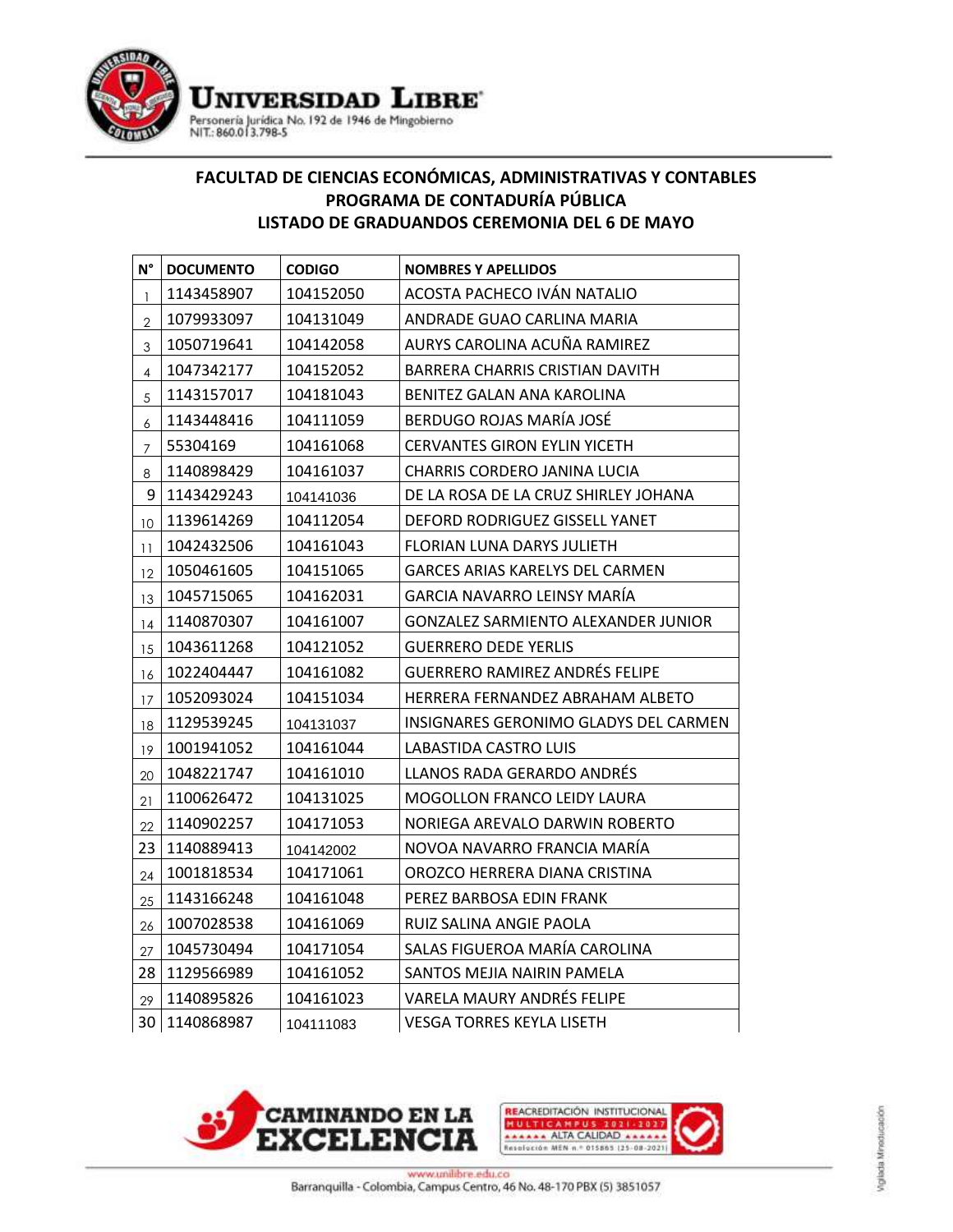**FACULTAD DE CIENCIAS ECONÓMICAS, ADMINISTRATIVAS Y CONTABLES**
**PROGRAMA DE CONTADURÍA PÚBLICA**
**LISTADO DE GRADUANDOS CEREMONIA DEL 6 DE MAYO**

| N° | DOCUMENTO | CODIGO | NOMBRES Y APELLIDOS |
|---|---|---|---|
| 1 | 1143458907 | 104152050 | ACOSTA PACHECO IVÁN NATALIO |
| 2 | 1079933097 | 104131049 | ANDRADE GUAO CARLINA MARIA |
| 3 | 1050719641 | 104142058 | AURYS CAROLINA ACUÑA RAMIREZ |
| 4 | 1047342177 | 104152052 | BARRERA CHARRIS CRISTIAN DAVITH |
| 5 | 1143157017 | 104181043 | BENITEZ GALAN ANA KAROLINA |
| 6 | 1143448416 | 104111059 | BERDUGO ROJAS MARÍA JOSÉ |
| 7 | 55304169 | 104161068 | CERVANTES GIRON EYLIN YICETH |
| 8 | 1140898429 | 104161037 | CHARRIS CORDERO JANINA LUCIA |
| 9 | 1143429243 | 104141036 | DE LA ROSA DE LA CRUZ SHIRLEY JOHANA |
| 10 | 1139614269 | 104112054 | DEFORD RODRIGUEZ GISSELL YANET |
| 11 | 1042432506 | 104161043 | FLORIAN LUNA DARYS JULIETH |
| 12 | 1050461605 | 104151065 | GARCES ARIAS KARELYS DEL CARMEN |
| 13 | 1045715065 | 104162031 | GARCIA NAVARRO LEINSY MARÍA |
| 14 | 1140870307 | 104161007 | GONZALEZ SARMIENTO ALEXANDER JUNIOR |
| 15 | 1043611268 | 104121052 | GUERRERO DEDE YERLIS |
| 16 | 1022404447 | 104161082 | GUERRERO RAMIREZ ANDRÉS FELIPE |
| 17 | 1052093024 | 104151034 | HERRERA FERNANDEZ ABRAHAM ALBETO |
| 18 | 1129539245 | 104131037 | INSIGNARES GERONIMO GLADYS DEL CARMEN |
| 19 | 1001941052 | 104161044 | LABASTIDA CASTRO LUIS |
| 20 | 1048221747 | 104161010 | LLANOS RADA GERARDO ANDRÉS |
| 21 | 1100626472 | 104131025 | MOGOLLON FRANCO LEIDY LAURA |
| 22 | 1140902257 | 104171053 | NORIEGA AREVALO DARWIN ROBERTO |
| 23 | 1140889413 | 104142002 | NOVOA NAVARRO FRANCIA MARÍA |
| 24 | 1001818534 | 104171061 | OROZCO HERRERA DIANA CRISTINA |
| 25 | 1143166248 | 104161048 | PEREZ BARBOSA EDIN FRANK |
| 26 | 1007028538 | 104161069 | RUIZ SALINA ANGIE PAOLA |
| 27 | 1045730494 | 104171054 | SALAS FIGUEROA MARÍA CAROLINA |
| 28 | 1129566989 | 104161052 | SANTOS MEJIA NAIRIN PAMELA |
| 29 | 1140895826 | 104161023 | VARELA MAURY ANDRÉS FELIPE |
| 30 | 1140868987 | 104111083 | VESGA TORRES KEYLA LISETH |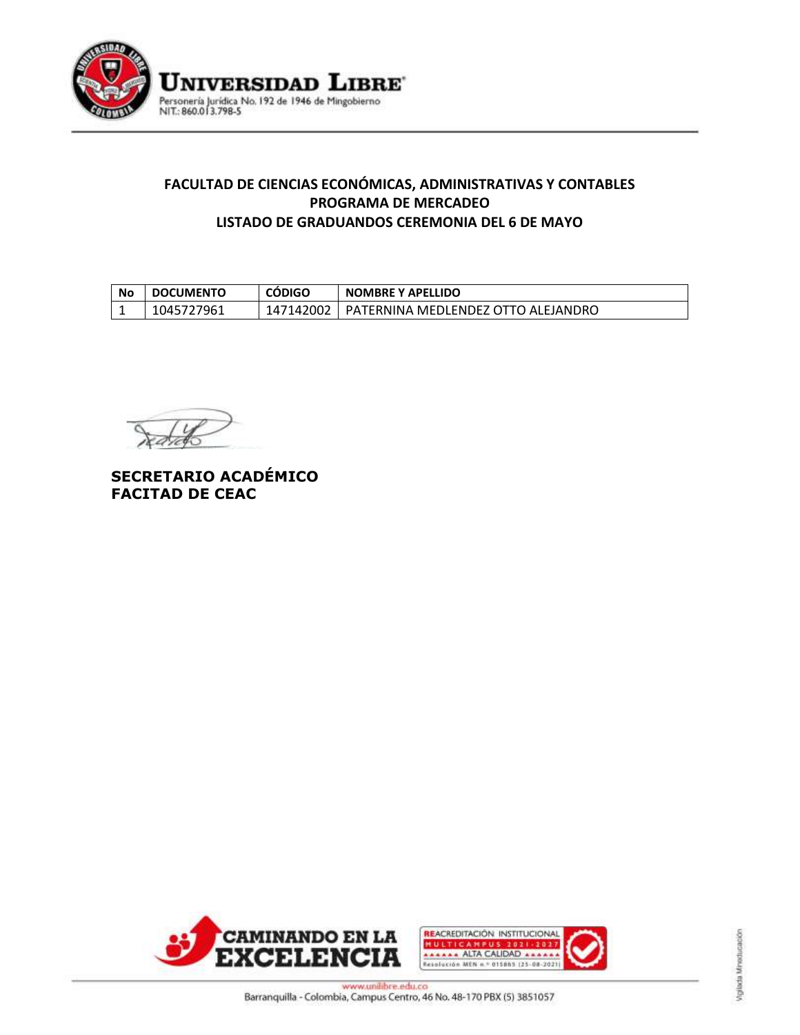**FACULTAD DE CIENCIAS ECONÓMICAS, ADMINISTRATIVAS Y CONTABLES**
**PROGRAMA DE MERCADEO**
**LISTADO DE GRADUANDOS CEREMONIA DEL 6 DE MAYO**

| No | DOCUMENTO | CÓDIGO | NOMBRE Y APELLIDO |
|---|---|---|---|
| 1 | 1045727961 | 147142002 | PATERNINA MEDLENDEZ OTTO ALEJANDRO |

**SECRETARIO ACADÉMICO**
**FACITAD DE CEAC**